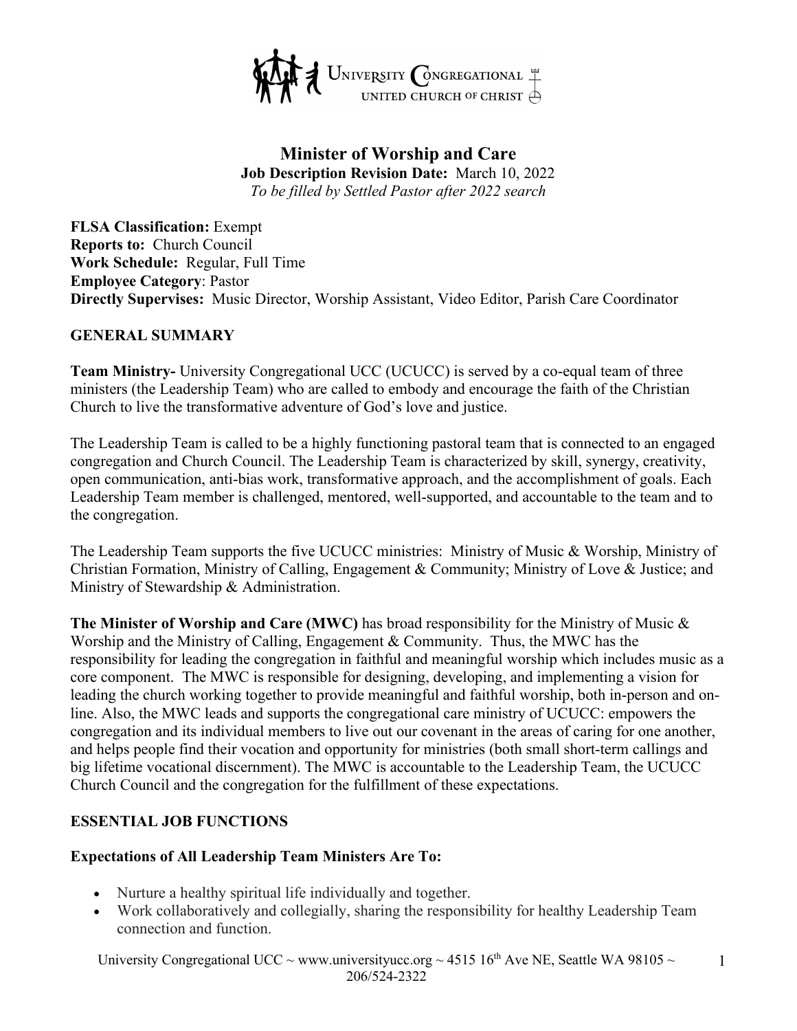University Congregational United Church of Christ

# Minister of Worship and Care

**Job Description Revision Date:** March 10, 2022

*To be filled by Settled Pastor after 2022 search*

**FLSA Classification:** Exempt
**Reports to:** Church Council
**Work Schedule:** Regular, Full Time
**Employee Category**: Pastor
**Directly Supervises:** Music Director, Worship Assistant, Video Editor, Parish Care Coordinator

## GENERAL SUMMARY

**Team Ministry-** University Congregational UCC (UCUCC) is served by a co-equal team of three ministers (the Leadership Team) who are called to embody and encourage the faith of the Christian Church to live the transformative adventure of God's love and justice.

The Leadership Team is called to be a highly functioning pastoral team that is connected to an engaged congregation and Church Council. The Leadership Team is characterized by skill, synergy, creativity, open communication, anti-bias work, transformative approach, and the accomplishment of goals. Each Leadership Team member is challenged, mentored, well-supported, and accountable to the team and to the congregation.

The Leadership Team supports the five UCUCC ministries: Ministry of Music & Worship, Ministry of Christian Formation, Ministry of Calling, Engagement & Community; Ministry of Love & Justice; and Ministry of Stewardship & Administration.

**The Minister of Worship and Care (MWC)** has broad responsibility for the Ministry of Music & Worship and the Ministry of Calling, Engagement & Community. Thus, the MWC has the responsibility for leading the congregation in faithful and meaningful worship which includes music as a core component. The MWC is responsible for designing, developing, and implementing a vision for leading the church working together to provide meaningful and faithful worship, both in-person and on-line. Also, the MWC leads and supports the congregational care ministry of UCUCC: empowers the congregation and its individual members to live out our covenant in the areas of caring for one another, and helps people find their vocation and opportunity for ministries (both small short-term callings and big lifetime vocational discernment). The MWC is accountable to the Leadership Team, the UCUCC Church Council and the congregation for the fulfillment of these expectations.

## ESSENTIAL JOB FUNCTIONS

### Expectations of All Leadership Team Ministers Are To:

- Nurture a healthy spiritual life individually and together.
- Work collaboratively and collegially, sharing the responsibility for healthy Leadership Team connection and function.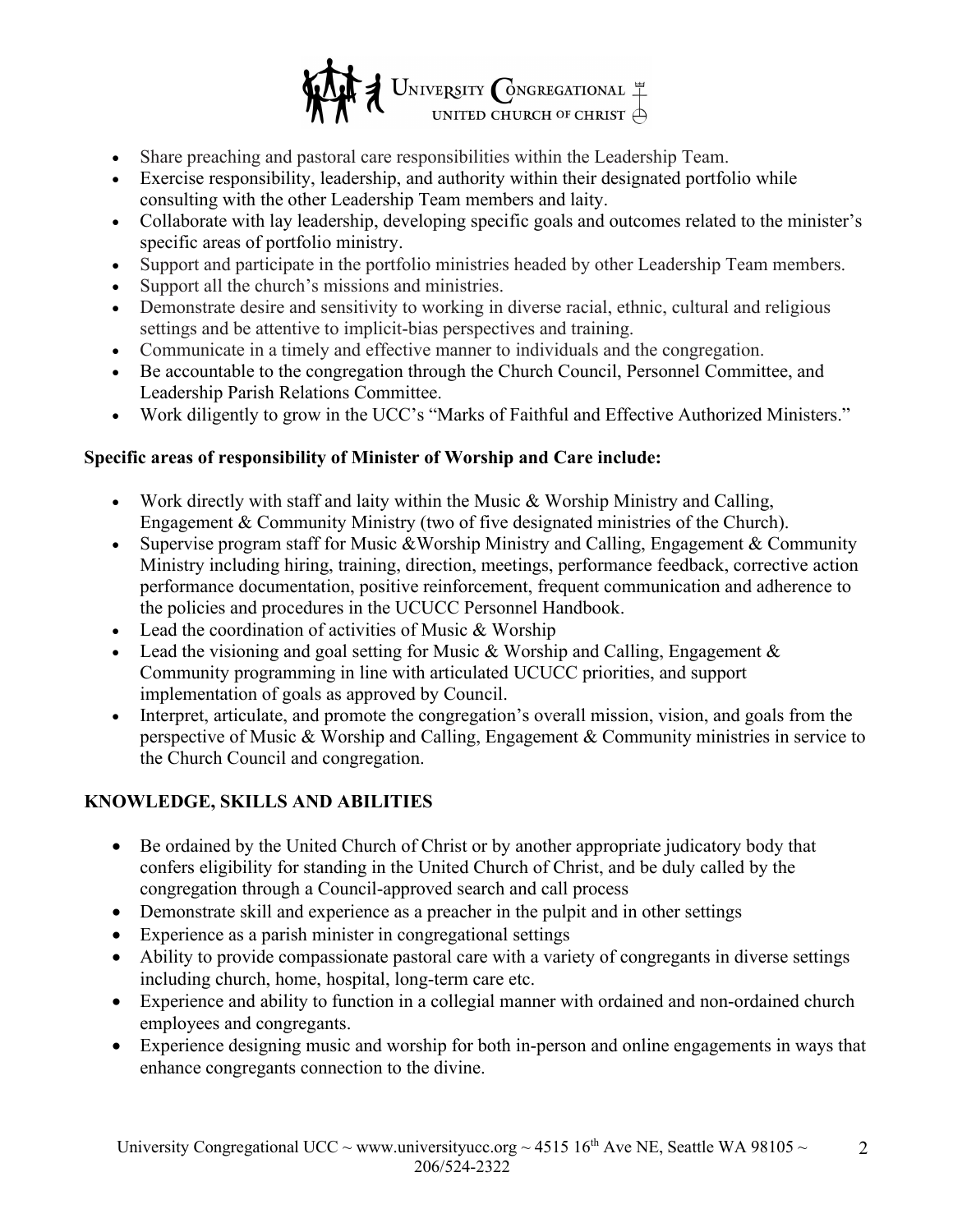- Share preaching and pastoral care responsibilities within the Leadership Team.
- Exercise responsibility, leadership, and authority within their designated portfolio while consulting with the other Leadership Team members and laity.
- Collaborate with lay leadership, developing specific goals and outcomes related to the minister's specific areas of portfolio ministry.
- Support and participate in the portfolio ministries headed by other Leadership Team members.
- Support all the church's missions and ministries.
- Demonstrate desire and sensitivity to working in diverse racial, ethnic, cultural and religious settings and be attentive to implicit-bias perspectives and training.
- Communicate in a timely and effective manner to individuals and the congregation.
- Be accountable to the congregation through the Church Council, Personnel Committee, and Leadership Parish Relations Committee.
- Work diligently to grow in the UCC's "Marks of Faithful and Effective Authorized Ministers."

**Specific areas of responsibility of Minister of Worship and Care include:**

- Work directly with staff and laity within the Music & Worship Ministry and Calling, Engagement & Community Ministry (two of five designated ministries of the Church).
- Supervise program staff for Music &Worship Ministry and Calling, Engagement & Community Ministry including hiring, training, direction, meetings, performance feedback, corrective action performance documentation, positive reinforcement, frequent communication and adherence to the policies and procedures in the UCUCC Personnel Handbook.
- Lead the coordination of activities of Music & Worship
- Lead the visioning and goal setting for Music & Worship and Calling, Engagement & Community programming in line with articulated UCUCC priorities, and support implementation of goals as approved by Council.
- Interpret, articulate, and promote the congregation's overall mission, vision, and goals from the perspective of Music & Worship and Calling, Engagement & Community ministries in service to the Church Council and congregation.

**KNOWLEDGE, SKILLS AND ABILITIES**

- Be ordained by the United Church of Christ or by another appropriate judicatory body that confers eligibility for standing in the United Church of Christ, and be duly called by the congregation through a Council-approved search and call process
- Demonstrate skill and experience as a preacher in the pulpit and in other settings
- Experience as a parish minister in congregational settings
- Ability to provide compassionate pastoral care with a variety of congregants in diverse settings including church, home, hospital, long-term care etc.
- Experience and ability to function in a collegial manner with ordained and non-ordained church employees and congregants.
- Experience designing music and worship for both in-person and online engagements in ways that enhance congregants connection to the divine.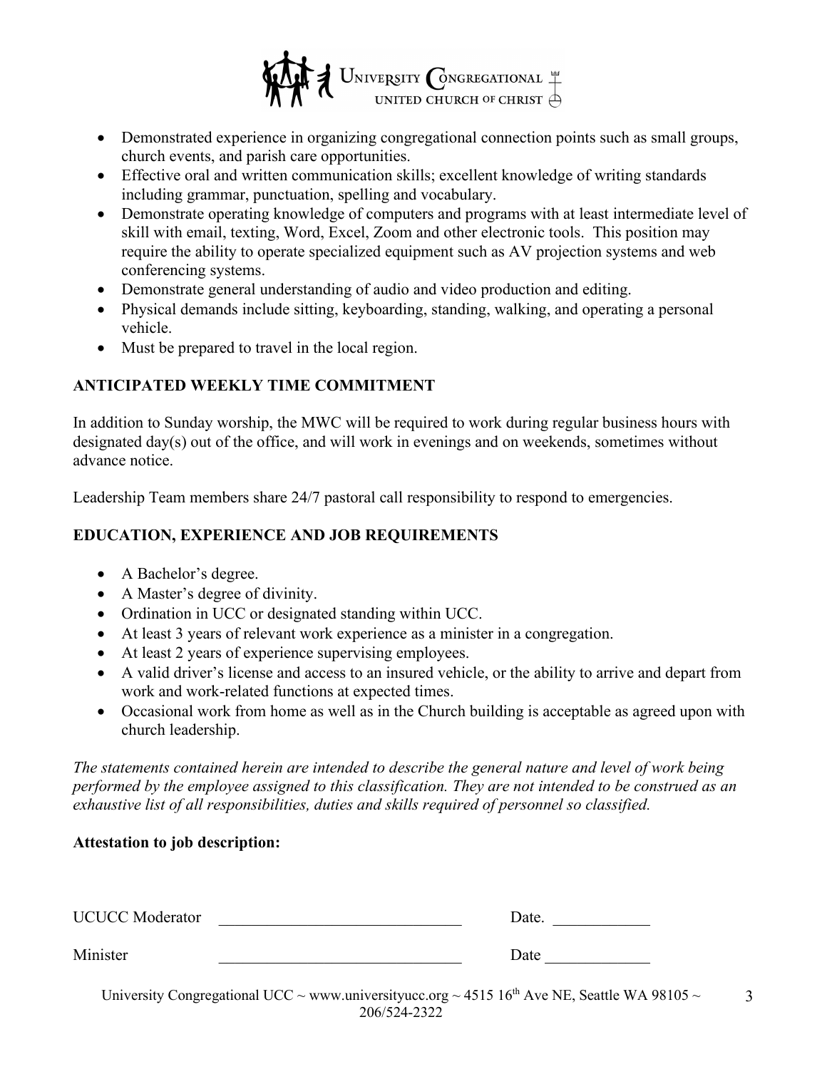- Demonstrated experience in organizing congregational connection points such as small groups, church events, and parish care opportunities.
- Effective oral and written communication skills; excellent knowledge of writing standards including grammar, punctuation, spelling and vocabulary.
- Demonstrate operating knowledge of computers and programs with at least intermediate level of skill with email, texting, Word, Excel, Zoom and other electronic tools. This position may require the ability to operate specialized equipment such as AV projection systems and web conferencing systems.
- Demonstrate general understanding of audio and video production and editing.
- Physical demands include sitting, keyboarding, standing, walking, and operating a personal vehicle.
- Must be prepared to travel in the local region.

## ANTICIPATED WEEKLY TIME COMMITMENT

In addition to Sunday worship, the MWC will be required to work during regular business hours with designated day(s) out of the office, and will work in evenings and on weekends, sometimes without advance notice.

Leadership Team members share 24/7 pastoral call responsibility to respond to emergencies.

## EDUCATION, EXPERIENCE AND JOB REQUIREMENTS

- A Bachelor's degree.
- A Master's degree of divinity.
- Ordination in UCC or designated standing within UCC.
- At least 3 years of relevant work experience as a minister in a congregation.
- At least 2 years of experience supervising employees.
- A valid driver's license and access to an insured vehicle, or the ability to arrive and depart from work and work-related functions at expected times.
- Occasional work from home as well as in the Church building is acceptable as agreed upon with church leadership.

*The statements contained herein are intended to describe the general nature and level of work being performed by the employee assigned to this classification. They are not intended to be construed as an exhaustive list of all responsibilities, duties and skills required of personnel so classified.*

**Attestation to job description:**

UCUCC Moderator ______________________________ Date. ____________

Minister ______________________________ Date _____________